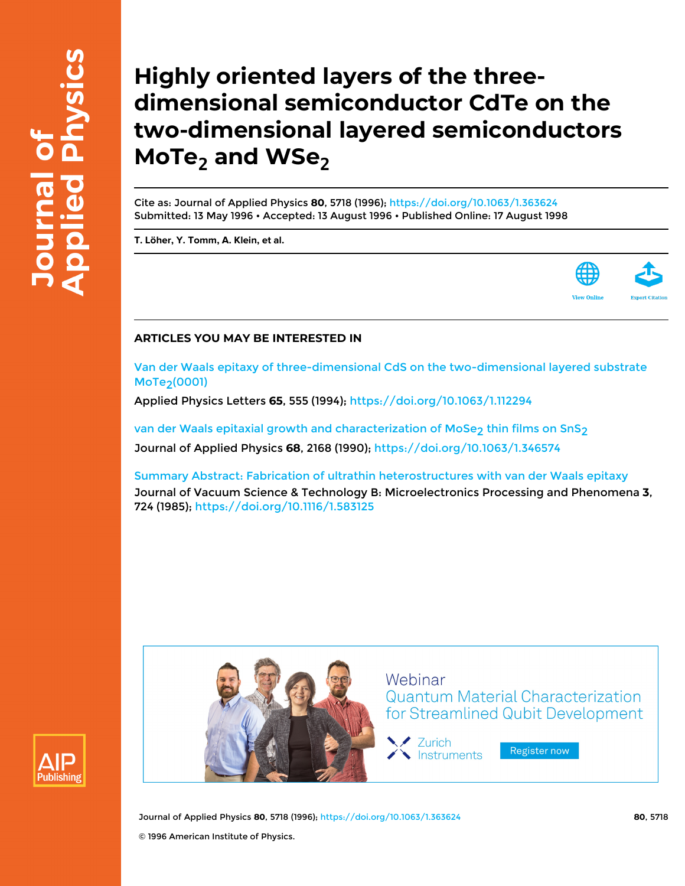# Highly oriented layers of the three-dimensional semiconductor CdTe on the two-dimensional layered semiconductors $MoTe_2$ and $WSe_2$

Cite as: Journal of Applied Physics **80**, 5718 (1996); https://doi.org/10.1063/1.363624
Submitted: 13 May 1996 • Accepted: 13 August 1996 • Published Online: 17 August 1998

**T. Löher, Y. Tomm, A. Klein, et al.**

View Online Export Citation

## ARTICLES YOU MAY BE INTERESTED IN

Van der Waals epitaxy of three-dimensional CdS on the two-dimensional layered substrate $MoTe_2$(0001)
Applied Physics Letters **65**, 555 (1994); https://doi.org/10.1063/1.112294

van der Waals epitaxial growth and characterization of $MoSe_2$ thin films on $SnS_2$
Journal of Applied Physics **68**, 2168 (1990); https://doi.org/10.1063/1.346574

Summary Abstract: Fabrication of ultrathin heterostructures with van der Waals epitaxy
Journal of Vacuum Science & Technology B: Microelectronics Processing and Phenomena **3**, 724 (1985); https://doi.org/10.1116/1.583125

© 1996 American Institute of Physics.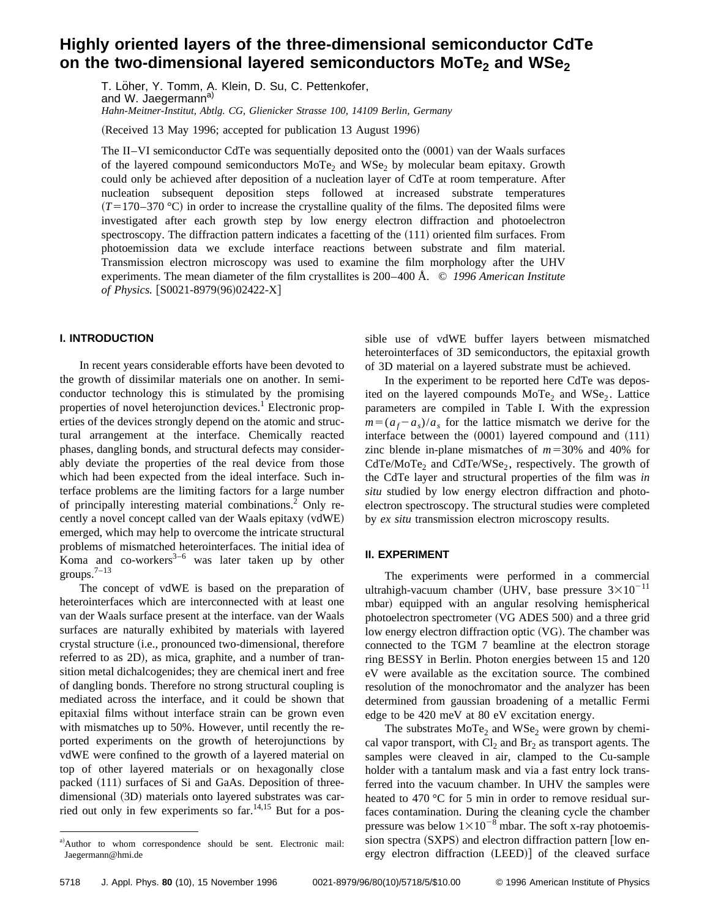# Highly oriented layers of the three-dimensional semiconductor CdTe on the two-dimensional layered semiconductors $MoTe_2$ and $WSe_2$

T. Löher, Y. Tomm, A. Klein, D. Su, C. Pettenkofer, and W. Jaegermann[a)]

*Hahn-Meitner-Institut, Abtlg. CG, Glienicker Strasse 100, 14109 Berlin, Germany*

(Received 13 May 1996; accepted for publication 13 August 1996)

The II–VI semiconductor CdTe was sequentially deposited onto the (0001) van der Waals surfaces of the layered compound semiconductors $MoTe_2$ and $WSe_2$ by molecular beam epitaxy. Growth could only be achieved after deposition of a nucleation layer of CdTe at room temperature. After nucleation subsequent deposition steps followed at increased substrate temperatures ($T$=170–370 °C) in order to increase the crystalline quality of the films. The deposited films were investigated after each growth step by low energy electron diffraction and photoelectron spectroscopy. The diffraction pattern indicates a facetting of the (111) oriented film surfaces. From photoemission data we exclude interface reactions between substrate and film material. Transmission electron microscopy was used to examine the film morphology after the UHV experiments. The mean diameter of the film crystallites is 200–400 Å. © *1996 American Institute of Physics.* [S0021-8979(96)02422-X]

## I. INTRODUCTION

In recent years considerable efforts have been devoted to the growth of dissimilar materials one on another. In semiconductor technology this is stimulated by the promising properties of novel heterojunction devices.[1] Electronic properties of the devices strongly depend on the atomic and structural arrangement at the interface. Chemically reacted phases, dangling bonds, and structural defects may considerably deviate the properties of the real device from those which had been expected from the ideal interface. Such interface problems are the limiting factors for a large number of principally interesting material combinations.[2] Only recently a novel concept called van der Waals epitaxy (vdWE) emerged, which may help to overcome the intricate structural problems of mismatched heterointerfaces. The initial idea of Koma and co-workers[3–6] was later taken up by other groups.[7–13]

The concept of vdWE is based on the preparation of heterointerfaces which are interconnected with at least one van der Waals surface present at the interface. van der Waals surfaces are naturally exhibited by materials with layered crystal structure (i.e., pronounced two-dimensional, therefore referred to as 2D), as mica, graphite, and a number of transition metal dichalcogenides; they are chemical inert and free of dangling bonds. Therefore no strong structural coupling is mediated across the interface, and it could be shown that epitaxial films without interface strain can be grown even with mismatches up to 50%. However, until recently the reported experiments on the growth of heterojunctions by vdWE were confined to the growth of a layered material on top of other layered materials or on hexagonally close packed (111) surfaces of Si and GaAs. Deposition of three-dimensional (3D) materials onto layered substrates was carried out only in few experiments so far.[14,15] But for a possible use of vdWE buffer layers between mismatched heterointerfaces of 3D semiconductors, the epitaxial growth of 3D material on a layered substrate must be achieved.

In the experiment to be reported here CdTe was deposited on the layered compounds $MoTe_2$ and $WSe_2$. Lattice parameters are compiled in Table I. With the expression $m=(a_f-a_s)/a_s$ for the lattice mismatch we derive for the interface between the (0001) layered compound and (111) zinc blende in-plane mismatches of $m$=30% and 40% for CdTe/$MoTe_2$ and CdTe/$WSe_2$, respectively. The growth of the CdTe layer and structural properties of the film was *in situ* studied by low energy electron diffraction and photoelectron spectroscopy. The structural studies were completed by *ex situ* transmission electron microscopy results.

## II. EXPERIMENT

The experiments were performed in a commercial ultrahigh-vacuum chamber (UHV, base pressure $3\times10^{-11}$ mbar) equipped with an angular resolving hemispherical photoelectron spectrometer (VG ADES 500) and a three grid low energy electron diffraction optic (VG). The chamber was connected to the TGM 7 beamline at the electron storage ring BESSY in Berlin. Photon energies between 15 and 120 eV were available as the excitation source. The combined resolution of the monochromator and the analyzer has been determined from gaussian broadening of a metallic Fermi edge to be 420 meV at 80 eV excitation energy.

The substrates $MoTe_2$ and $WSe_2$ were grown by chemical vapor transport, with $Cl_2$ and $Br_2$ as transport agents. The samples were cleaved in air, clamped to the Cu-sample holder with a tantalum mask and via a fast entry lock transferred into the vacuum chamber. In UHV the samples were heated to 470 °C for 5 min in order to remove residual surfaces contamination. During the cleaning cycle the chamber pressure was below $1\times10^{-8}$ mbar. The soft x-ray photoemission spectra (SXPS) and electron diffraction pattern [low energy electron diffraction (LEED)] of the cleaved surface

[a)]Author to whom correspondence should be sent. Electronic mail: Jaegermann@hmi.de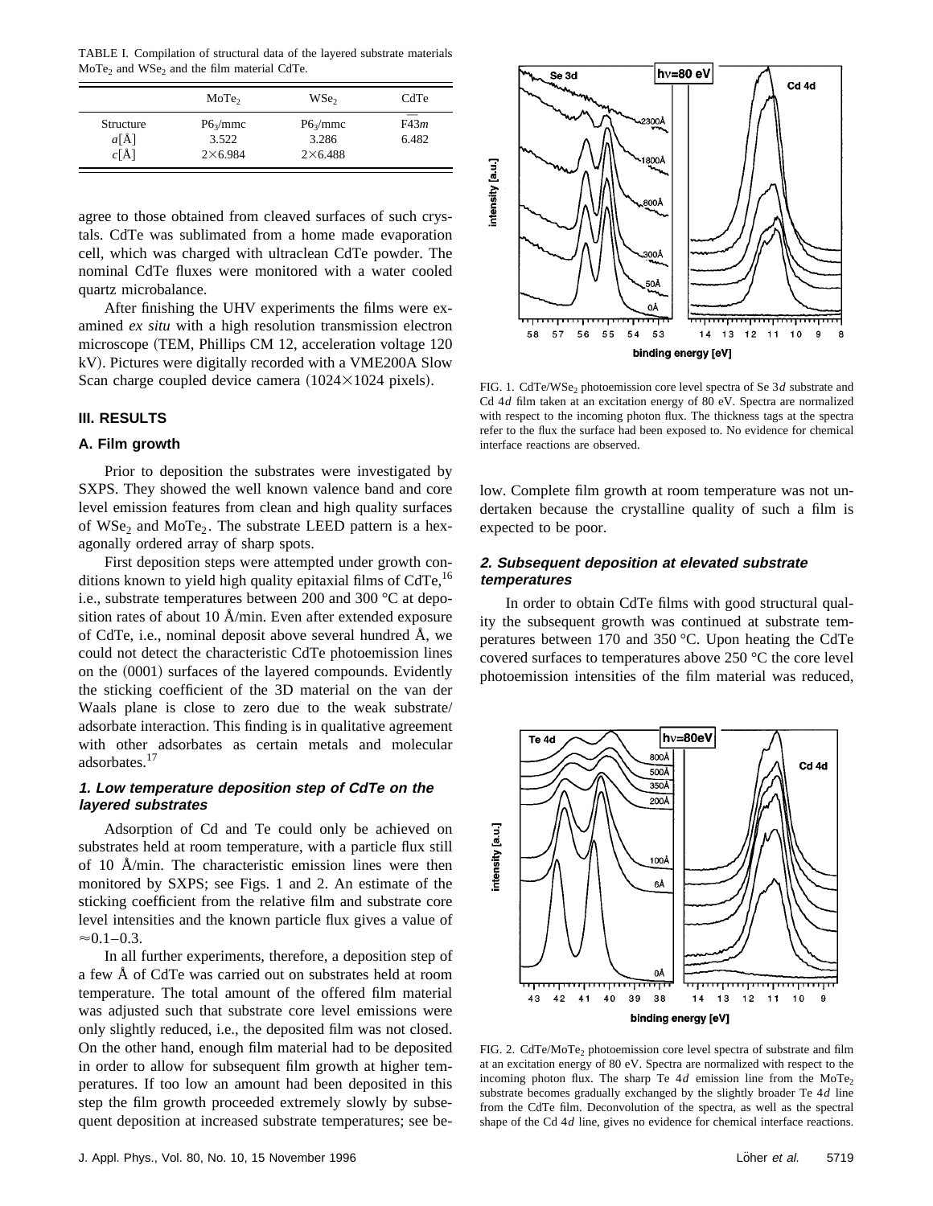TABLE I. Compilation of structural data of the layered substrate materials $MoTe_2$ and $WSe_2$ and the film material CdTe.

| | $MoTe_2$ | $WSe_2$ | CdTe |
|---|---|---|---|
| Structure | $P6_3/mmc$ | $P6_3/mmc$ | $F\bar{4}3m$ |
| $a$[Å] | 3.522 | 3.286 | 6.482 |
| $c$[Å] | 2×6.984 | 2×6.488 | |

agree to those obtained from cleaved surfaces of such crystals. CdTe was sublimated from a home made evaporation cell, which was charged with ultraclean CdTe powder. The nominal CdTe fluxes were monitored with a water cooled quartz microbalance.

After finishing the UHV experiments the films were examined *ex situ* with a high resolution transmission electron microscope (TEM, Phillips CM 12, acceleration voltage 120 kV). Pictures were digitally recorded with a VME200A Slow Scan charge coupled device camera (1024×1024 pixels).

## III. RESULTS

### A. Film growth

Prior to deposition the substrates were investigated by SXPS. They showed the well known valence band and core level emission features from clean and high quality surfaces of $WSe_2$ and $MoTe_2$. The substrate LEED pattern is a hexagonally ordered array of sharp spots.

First deposition steps were attempted under growth conditions known to yield high quality epitaxial films of CdTe,[16] i.e., substrate temperatures between 200 and 300 °C at deposition rates of about 10 Å/min. Even after extended exposure of CdTe, i.e., nominal deposit above several hundred Å, we could not detect the characteristic CdTe photoemission lines on the (0001) surfaces of the layered compounds. Evidently the sticking coefficient of the 3D material on the van der Waals plane is close to zero due to the weak substrate/adsorbate interaction. This finding is in qualitative agreement with other adsorbates as certain metals and molecular adsorbates.[17]

#### *1. Low temperature deposition step of CdTe on the layered substrates*

Adsorption of Cd and Te could only be achieved on substrates held at room temperature, with a particle flux still of 10 Å/min. The characteristic emission lines were then monitored by SXPS; see Figs. 1 and 2. An estimate of the sticking coefficient from the relative film and substrate core level intensities and the known particle flux gives a value of ≈0.1–0.3.

In all further experiments, therefore, a deposition step of a few Å of CdTe was carried out on substrates held at room temperature. The total amount of the offered film material was adjusted such that substrate core level emissions were only slightly reduced, i.e., the deposited film was not closed. On the other hand, enough film material had to be deposited in order to allow for subsequent film growth at higher temperatures. If too low an amount had been deposited in this step the film growth proceeded extremely slowly by subsequent deposition at increased substrate temperatures; see below. Complete film growth at room temperature was not undertaken because the crystalline quality of such a film is expected to be poor.

FIG. 1. CdTe/$WSe_2$ photoemission core level spectra of Se 3$d$ substrate and Cd 4$d$ film taken at an excitation energy of 80 eV. Spectra are normalized with respect to the incoming photon flux. The thickness tags at the spectra refer to the flux the surface had been exposed to. No evidence for chemical interface reactions are observed.

#### *2. Subsequent deposition at elevated substrate temperatures*

In order to obtain CdTe films with good structural quality the subsequent growth was continued at substrate temperatures between 170 and 350 °C. Upon heating the CdTe covered surfaces to temperatures above 250 °C the core level photoemission intensities of the film material was reduced,

FIG. 2. CdTe/$MoTe_2$ photoemission core level spectra of substrate and film at an excitation energy of 80 eV. Spectra are normalized with respect to the incoming photon flux. The sharp Te 4$d$ emission line from the $MoTe_2$ substrate becomes gradually exchanged by the slightly broader Te 4$d$ line from the CdTe film. Deconvolution of the spectra, as well as the spectral shape of the Cd 4$d$ line, gives no evidence for chemical interface reactions.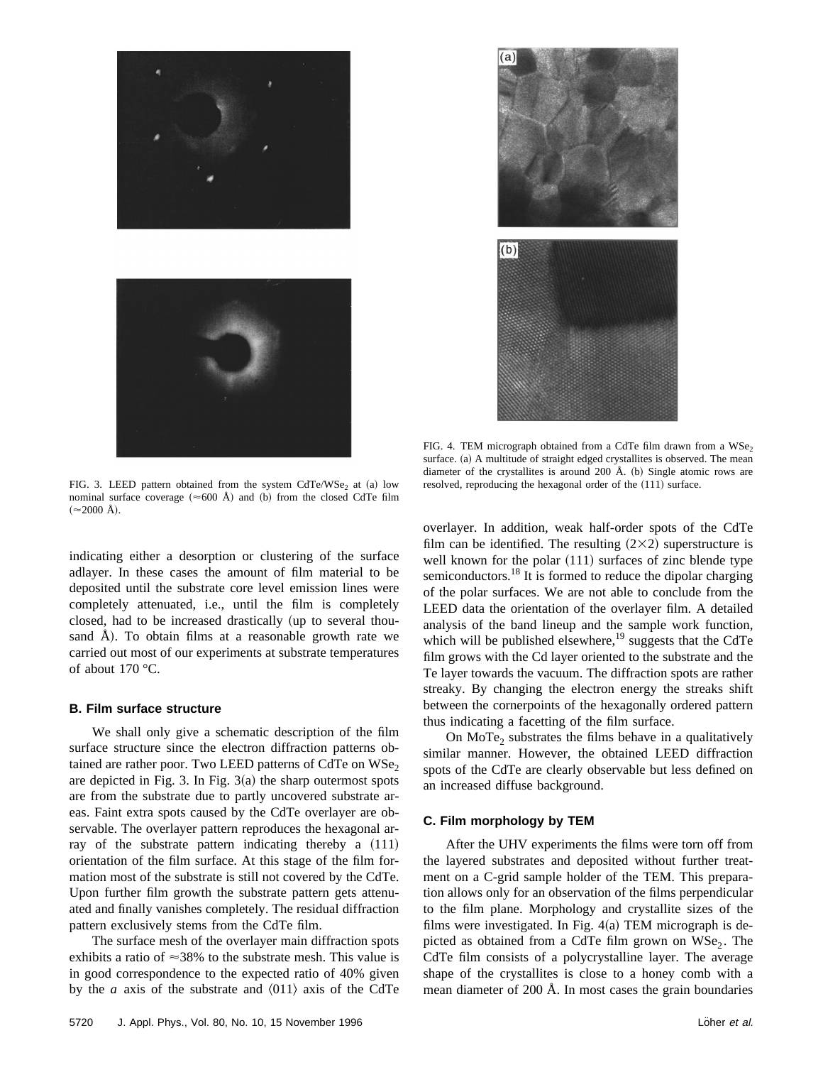FIG. 3. LEED pattern obtained from the system CdTe/$WSe_2$ at (a) low nominal surface coverage (≈600 Å) and (b) from the closed CdTe film (≈2000 Å).

FIG. 4. TEM micrograph obtained from a CdTe film drawn from a $WSe_2$ surface. (a) A multitude of straight edged crystallites is observed. The mean diameter of the crystallites is around 200 Å. (b) Single atomic rows are resolved, reproducing the hexagonal order of the (111) surface.

indicating either a desorption or clustering of the surface adlayer. In these cases the amount of film material to be deposited until the substrate core level emission lines were completely attenuated, i.e., until the film is completely closed, had to be increased drastically (up to several thousand Å). To obtain films at a reasonable growth rate we carried out most of our experiments at substrate temperatures of about 170 °C.

### B. Film surface structure

We shall only give a schematic description of the film surface structure since the electron diffraction patterns obtained are rather poor. Two LEED patterns of CdTe on $WSe_2$ are depicted in Fig. 3. In Fig. 3(a) the sharp outermost spots are from the substrate due to partly uncovered substrate areas. Faint extra spots caused by the CdTe overlayer are observable. The overlayer pattern reproduces the hexagonal array of the substrate pattern indicating thereby a (111) orientation of the film surface. At this stage of the film formation most of the substrate is still not covered by the CdTe. Upon further film growth the substrate pattern gets attenuated and finally vanishes completely. The residual diffraction pattern exclusively stems from the CdTe film.

The surface mesh of the overlayer main diffraction spots exhibits a ratio of ≈38% to the substrate mesh. This value is in good correspondence to the expected ratio of 40% given by the *a* axis of the substrate and ⟨011⟩ axis of the CdTe overlayer. In addition, weak half-order spots of the CdTe film can be identified. The resulting (2×2) superstructure is well known for the polar (111) surfaces of zinc blende type semiconductors.[18] It is formed to reduce the dipolar charging of the polar surfaces. We are not able to conclude from the LEED data the orientation of the overlayer film. A detailed analysis of the band lineup and the sample work function, which will be published elsewhere,[19] suggests that the CdTe film grows with the Cd layer oriented to the substrate and the Te layer towards the vacuum. The diffraction spots are rather streaky. By changing the electron energy the streaks shift between the cornerpoints of the hexagonally ordered pattern thus indicating a facetting of the film surface.

On $MoTe_2$ substrates the films behave in a qualitatively similar manner. However, the obtained LEED diffraction spots of the CdTe are clearly observable but less defined on an increased diffuse background.

### C. Film morphology by TEM

After the UHV experiments the films were torn off from the layered substrates and deposited without further treatment on a C-grid sample holder of the TEM. This preparation allows only for an observation of the films perpendicular to the film plane. Morphology and crystallite sizes of the films were investigated. In Fig. 4(a) TEM micrograph is depicted as obtained from a CdTe film grown on $WSe_2$. The CdTe film consists of a polycrystalline layer. The average shape of the crystallites is close to a honey comb with a mean diameter of 200 Å. In most cases the grain boundaries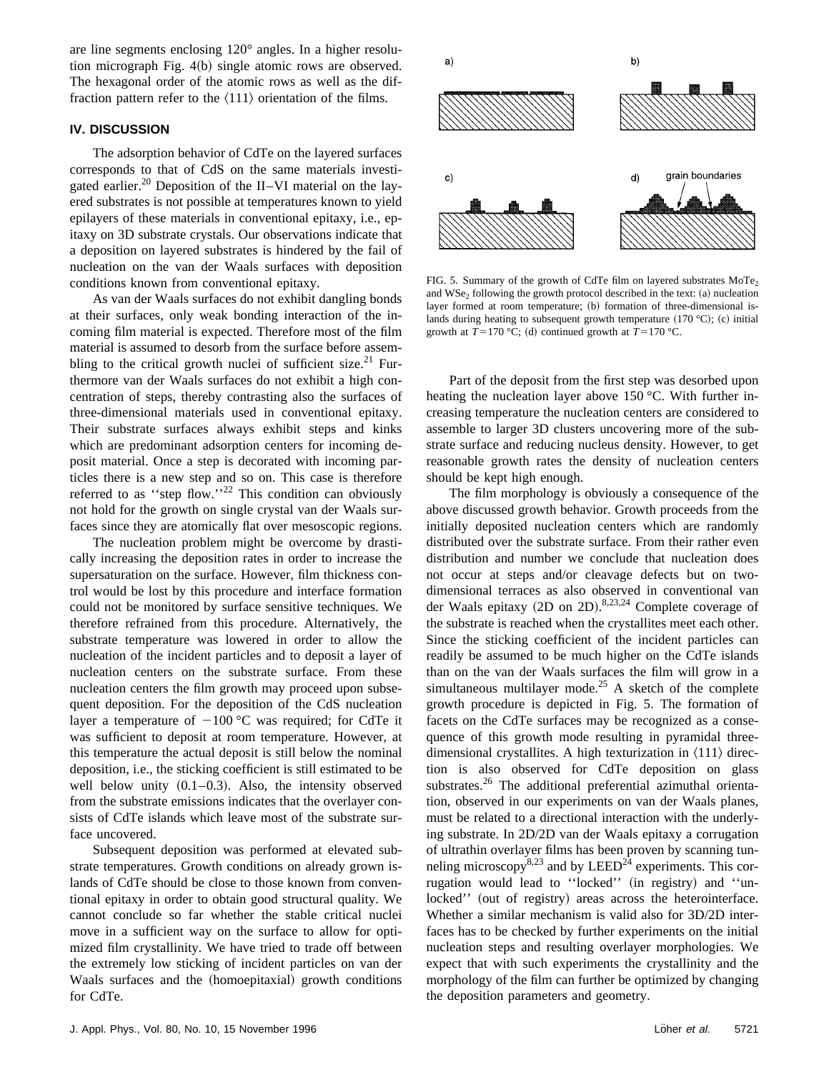are line segments enclosing 120° angles. In a higher resolution micrograph Fig. 4(b) single atomic rows are observed. The hexagonal order of the atomic rows as well as the diffraction pattern refer to the ⟨111⟩ orientation of the films.

## IV. DISCUSSION

The adsorption behavior of CdTe on the layered surfaces corresponds to that of CdS on the same materials investigated earlier.[20] Deposition of the II–VI material on the layered substrates is not possible at temperatures known to yield epilayers of these materials in conventional epitaxy, i.e., epitaxy on 3D substrate crystals. Our observations indicate that a deposition on layered substrates is hindered by the fail of nucleation on the van der Waals surfaces with deposition conditions known from conventional epitaxy.

As van der Waals surfaces do not exhibit dangling bonds at their surfaces, only weak bonding interaction of the incoming film material is expected. Therefore most of the film material is assumed to desorb from the surface before assembling to the critical growth nuclei of sufficient size.[21] Furthermore van der Waals surfaces do not exhibit a high concentration of steps, thereby contrasting also the surfaces of three-dimensional materials used in conventional epitaxy. Their substrate surfaces always exhibit steps and kinks which are predominant adsorption centers for incoming deposit material. Once a step is decorated with incoming particles there is a new step and so on. This case is therefore referred to as ''step flow.''[22] This condition can obviously not hold for the growth on single crystal van der Waals surfaces since they are atomically flat over mesoscopic regions.

The nucleation problem might be overcome by drastically increasing the deposition rates in order to increase the supersaturation on the surface. However, film thickness control would be lost by this procedure and interface formation could not be monitored by surface sensitive techniques. We therefore refrained from this procedure. Alternatively, the substrate temperature was lowered in order to allow the nucleation of the incident particles and to deposit a layer of nucleation centers on the substrate surface. From these nucleation centers the film growth may proceed upon subsequent deposition. For the deposition of the CdS nucleation layer a temperature of −100 °C was required; for CdTe it was sufficient to deposit at room temperature. However, at this temperature the actual deposit is still below the nominal deposition, i.e., the sticking coefficient is still estimated to be well below unity (0.1–0.3). Also, the intensity observed from the substrate emissions indicates that the overlayer consists of CdTe islands which leave most of the substrate surface uncovered.

Subsequent deposition was performed at elevated substrate temperatures. Growth conditions on already grown islands of CdTe should be close to those known from conventional epitaxy in order to obtain good structural quality. We cannot conclude so far whether the stable critical nuclei move in a sufficient way on the surface to allow for optimized film crystallinity. We have tried to trade off between the extremely low sticking of incident particles on van der Waals surfaces and the (homoepitaxial) growth conditions for CdTe.

a)

b)

c)

d) grain boundaries

FIG. 5. Summary of the growth of CdTe film on layered substrates $MoTe_2$ and $WSe_2$ following the growth protocol described in the text: (a) nucleation layer formed at room temperature; (b) formation of three-dimensional islands during heating to subsequent growth temperature (170 °C); (c) initial growth at $T$=170 °C; (d) continued growth at $T$=170 °C.

Part of the deposit from the first step was desorbed upon heating the nucleation layer above 150 °C. With further increasing temperature the nucleation centers are considered to assemble to larger 3D clusters uncovering more of the substrate surface and reducing nucleus density. However, to get reasonable growth rates the density of nucleation centers should be kept high enough.

The film morphology is obviously a consequence of the above discussed growth behavior. Growth proceeds from the initially deposited nucleation centers which are randomly distributed over the substrate surface. From their rather even distribution and number we conclude that nucleation does not occur at steps and/or cleavage defects but on two-dimensional terraces as also observed in conventional van der Waals epitaxy (2D on 2D).[8,23,24] Complete coverage of the substrate is reached when the crystallites meet each other. Since the sticking coefficient of the incident particles can readily be assumed to be much higher on the CdTe islands than on the van der Waals surfaces the film will grow in a simultaneous multilayer mode.[25] A sketch of the complete growth procedure is depicted in Fig. 5. The formation of facets on the CdTe surfaces may be recognized as a consequence of this growth mode resulting in pyramidal three-dimensional crystallites. A high texturization in ⟨111⟩ direction is also observed for CdTe deposition on glass substrates.[26] The additional preferential azimuthal orientation, observed in our experiments on van der Waals planes, must be related to a directional interaction with the underlying substrate. In 2D/2D van der Waals epitaxy a corrugation of ultrathin overlayer films has been proven by scanning tunneling microscopy[8,23] and by LEED[24] experiments. This corrugation would lead to ''locked'' (in registry) and ''unlocked'' (out of registry) areas across the heterointerface. Whether a similar mechanism is valid also for 3D/2D interfaces has to be checked by further experiments on the initial nucleation steps and resulting overlayer morphologies. We expect that with such experiments the crystallinity and the morphology of the film can further be optimized by changing the deposition parameters and geometry.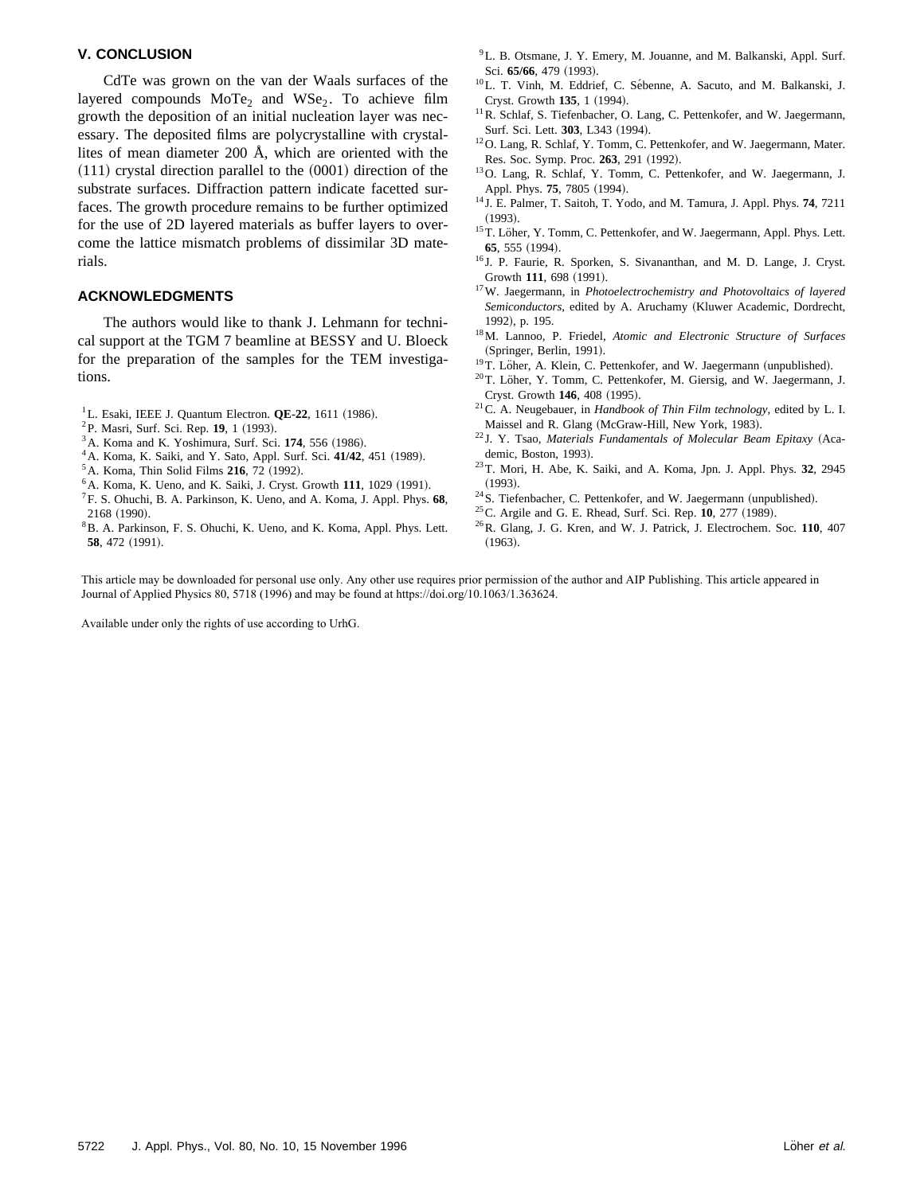## V. CONCLUSION

CdTe was grown on the van der Waals surfaces of the layered compounds $MoTe_2$ and $WSe_2$. To achieve film growth the deposition of an initial nucleation layer was necessary. The deposited films are polycrystalline with crystallites of mean diameter 200 Å, which are oriented with the (111) crystal direction parallel to the (0001) direction of the substrate surfaces. Diffraction pattern indicate facetted surfaces. The growth procedure remains to be further optimized for the use of 2D layered materials as buffer layers to overcome the lattice mismatch problems of dissimilar 3D materials.

## ACKNOWLEDGMENTS

The authors would like to thank J. Lehmann for technical support at the TGM 7 beamline at BESSY and U. Bloeck for the preparation of the samples for the TEM investigations.

[1] L. Esaki, IEEE J. Quantum Electron. **QE-22**, 1611 (1986).
[2] P. Masri, Surf. Sci. Rep. **19**, 1 (1993).
[3] A. Koma and K. Yoshimura, Surf. Sci. **174**, 556 (1986).
[4] A. Koma, K. Saiki, and Y. Sato, Appl. Surf. Sci. **41/42**, 451 (1989).
[5] A. Koma, Thin Solid Films **216**, 72 (1992).
[6] A. Koma, K. Ueno, and K. Saiki, J. Cryst. Growth **111**, 1029 (1991).
[7] F. S. Ohuchi, B. A. Parkinson, K. Ueno, and A. Koma, J. Appl. Phys. **68**, 2168 (1990).
[8] B. A. Parkinson, F. S. Ohuchi, K. Ueno, and K. Koma, Appl. Phys. Lett. **58**, 472 (1991).
[9] L. B. Otsmane, J. Y. Emery, M. Jouanne, and M. Balkanski, Appl. Surf. Sci. **65/66**, 479 (1993).
[10] L. T. Vinh, M. Eddrief, C. Sébenne, A. Sacuto, and M. Balkanski, J. Cryst. Growth **135**, 1 (1994).
[11] R. Schlaf, S. Tiefenbacher, O. Lang, C. Pettenkofer, and W. Jaegermann, Surf. Sci. Lett. **303**, L343 (1994).
[12] O. Lang, R. Schlaf, Y. Tomm, C. Pettenkofer, and W. Jaegermann, Mater. Res. Soc. Symp. Proc. **263**, 291 (1992).
[13] O. Lang, R. Schlaf, Y. Tomm, C. Pettenkofer, and W. Jaegermann, J. Appl. Phys. **75**, 7805 (1994).
[14] J. E. Palmer, T. Saitoh, T. Yodo, and M. Tamura, J. Appl. Phys. **74**, 7211 (1993).
[15] T. Löher, Y. Tomm, C. Pettenkofer, and W. Jaegermann, Appl. Phys. Lett. **65**, 555 (1994).
[16] J. P. Faurie, R. Sporken, S. Sivananthan, and M. D. Lange, J. Cryst. Growth **111**, 698 (1991).
[17] W. Jaegermann, in *Photoelectrochemistry and Photovoltaics of layered Semiconductors*, edited by A. Aruchamy (Kluwer Academic, Dordrecht, 1992), p. 195.
[18] M. Lannoo, P. Friedel, *Atomic and Electronic Structure of Surfaces* (Springer, Berlin, 1991).
[19] T. Löher, A. Klein, C. Pettenkofer, and W. Jaegermann (unpublished).
[20] T. Löher, Y. Tomm, C. Pettenkofer, M. Giersig, and W. Jaegermann, J. Cryst. Growth **146**, 408 (1995).
[21] C. A. Neugebauer, in *Handbook of Thin Film technology*, edited by L. I. Maissel and R. Glang (McGraw-Hill, New York, 1983).
[22] J. Y. Tsao, *Materials Fundamentals of Molecular Beam Epitaxy* (Academic, Boston, 1993).
[23] T. Mori, H. Abe, K. Saiki, and A. Koma, Jpn. J. Appl. Phys. **32**, 2945 (1993).
[24] S. Tiefenbacher, C. Pettenkofer, and W. Jaegermann (unpublished).
[25] C. Argile and G. E. Rhead, Surf. Sci. Rep. **10**, 277 (1989).
[26] R. Glang, J. G. Kren, and W. J. Patrick, J. Electrochem. Soc. **110**, 407 (1963).

This article may be downloaded for personal use only. Any other use requires prior permission of the author and AIP Publishing. This article appeared in Journal of Applied Physics 80, 5718 (1996) and may be found at https://doi.org/10.1063/1.363624.

Available under only the rights of use according to UrhG.